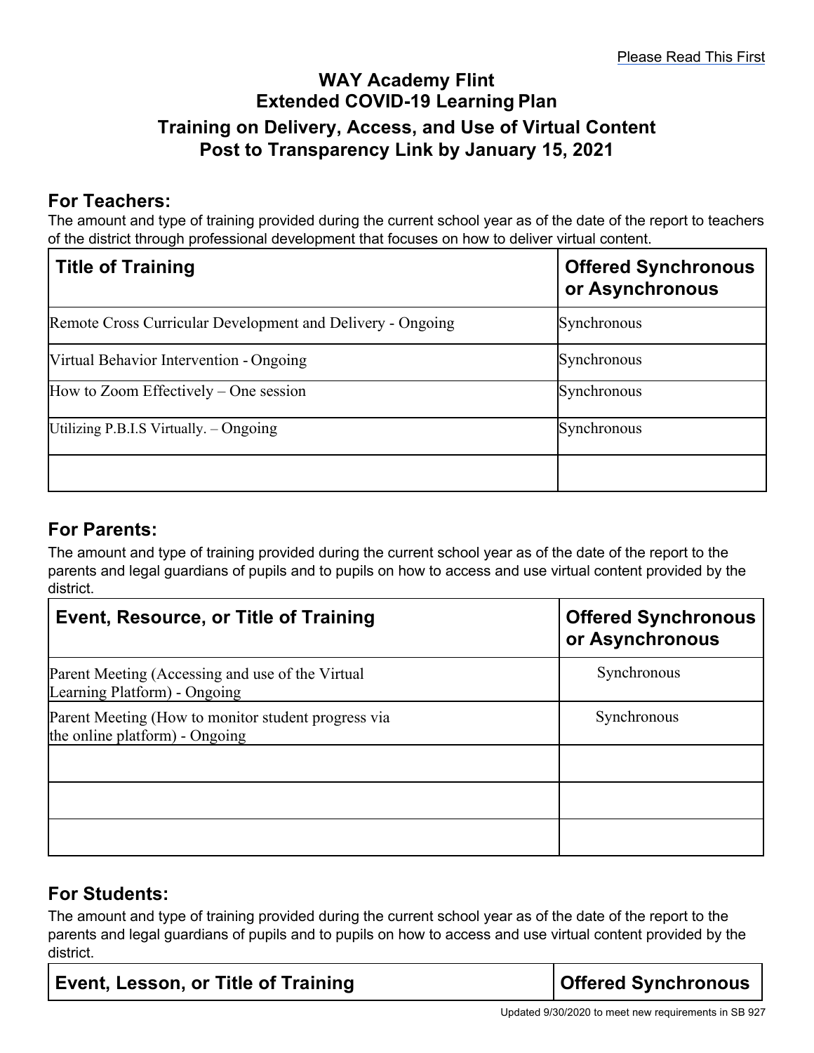Please Read This First

# WAY Academy Flint
## Extended COVID-19 Learning Plan
## Training on Delivery, Access, and Use of Virtual Content
## Post to Transparency Link by January 15, 2021

### For Teachers:

The amount and type of training provided during the current school year as of the date of the report to teachers of the district through professional development that focuses on how to deliver virtual content.

| Title of Training | Offered Synchronous or Asynchronous |
|---|---|
| Remote Cross Curricular Development and Delivery - Ongoing | Synchronous |
| Virtual Behavior Intervention - Ongoing | Synchronous |
| How to Zoom Effectively – One session | Synchronous |
| Utilizing P.B.I.S Virtually. – Ongoing | Synchronous |
| | |

### For Parents:

The amount and type of training provided during the current school year as of the date of the report to the parents and legal guardians of pupils and to pupils on how to access and use virtual content provided by the district.

| Event, Resource, or Title of Training | Offered Synchronous or Asynchronous |
|---|---|
| Parent Meeting (Accessing and use of the Virtual Learning Platform) - Ongoing | Synchronous |
| Parent Meeting (How to monitor student progress via the online platform) - Ongoing | Synchronous |
| | |
| | |
| | |

### For Students:

The amount and type of training provided during the current school year as of the date of the report to the parents and legal guardians of pupils and to pupils on how to access and use virtual content provided by the district.

| Event, Lesson, or Title of Training | Offered Synchronous |
|---|---|

Updated 9/30/2020 to meet new requirements in SB 927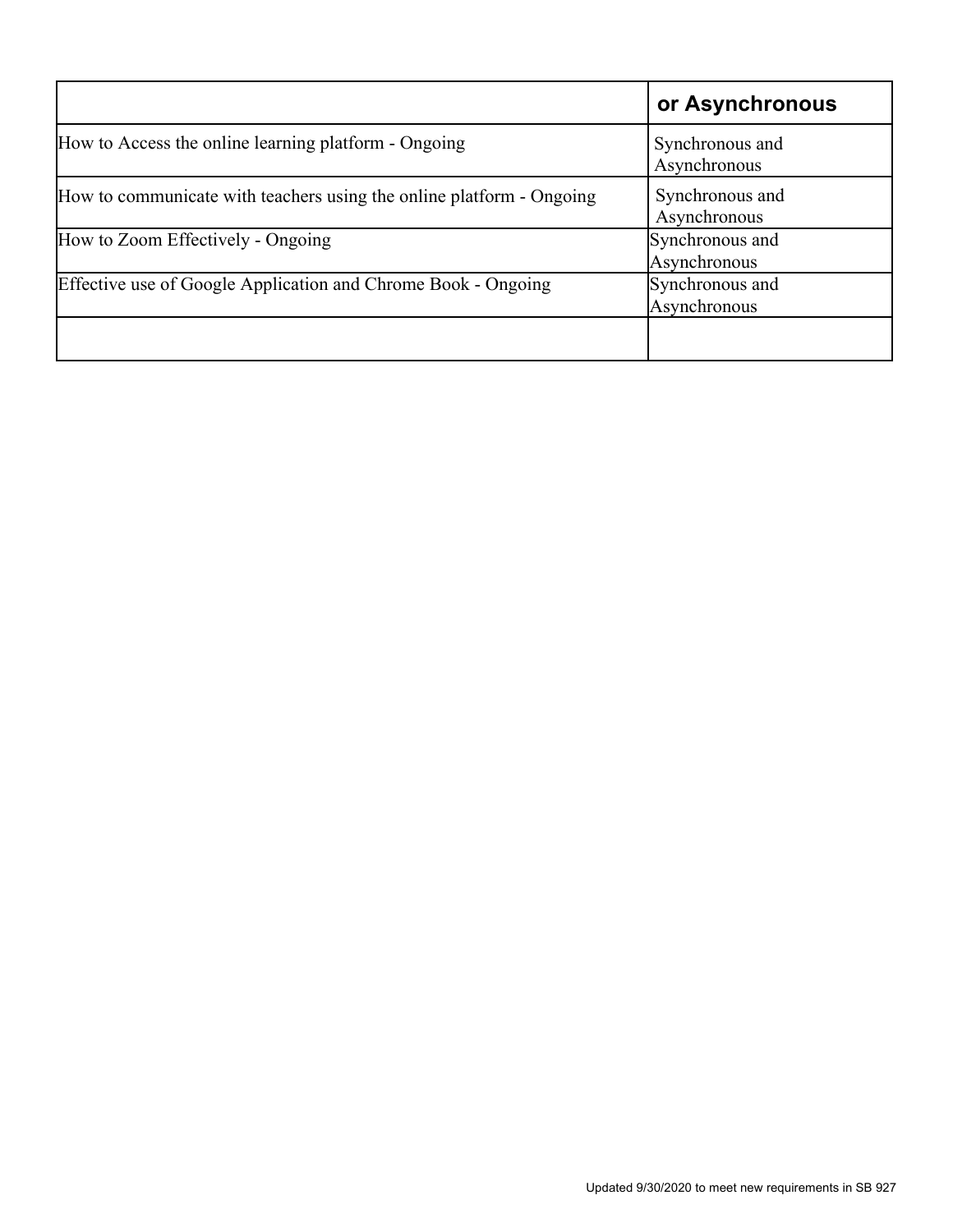| | or Asynchronous |
|---|---|
| How to Access the online learning platform - Ongoing | Synchronous and Asynchronous |
| How to communicate with teachers using the online platform - Ongoing | Synchronous and Asynchronous |
| How to Zoom Effectively - Ongoing | Synchronous and Asynchronous |
| Effective use of Google Application and Chrome Book - Ongoing | Synchronous and Asynchronous |
| | |

Updated 9/30/2020 to meet new requirements in SB 927